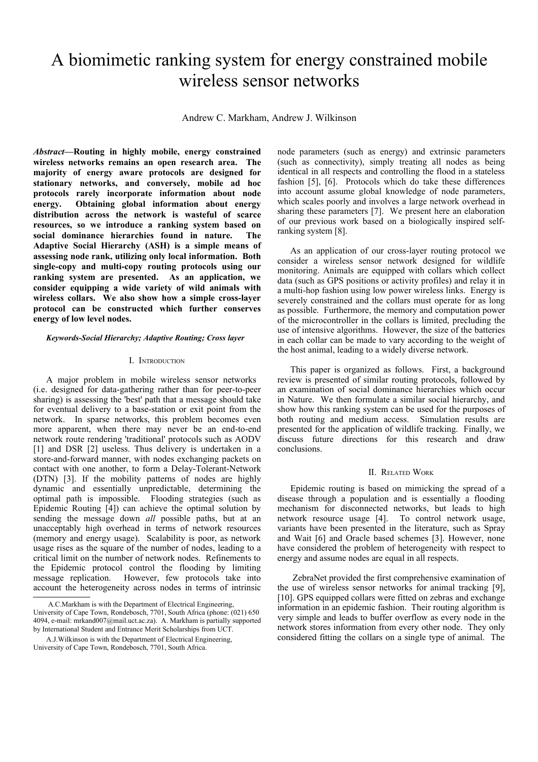# A biomimetic ranking system for energy constrained mobile wireless sensor networks

Andrew C. Markham, Andrew J. Wilkinson

***Abstract*—Routing in highly mobile, energy constrained wireless networks remains an open research area. The majority of energy aware protocols are designed for stationary networks, and conversely, mobile ad hoc protocols rarely incorporate information about node energy. Obtaining global information about energy distribution across the network is wasteful of scarce resources, so we introduce a ranking system based on social dominance hierarchies found in nature. The Adaptive Social Hierarchy (ASH) is a simple means of assessing node rank, utilizing only local information. Both single-copy and multi-copy routing protocols using our ranking system are presented. As an application, we consider equipping a wide variety of wild animals with wireless collars. We also show how a simple cross-layer protocol can be constructed which further conserves energy of low level nodes.**

***Keywords-Social Hierarchy; Adaptive Routing; Cross layer***

## I. Introduction

A major problem in mobile wireless sensor networks (i.e. designed for data-gathering rather than for peer-to-peer sharing) is assessing the 'best' path that a message should take for eventual delivery to a base-station or exit point from the network. In sparse networks, this problem becomes even more apparent, when there may never be an end-to-end network route rendering 'traditional' protocols such as AODV [1] and DSR [2] useless. Thus delivery is undertaken in a store-and-forward manner, with nodes exchanging packets on contact with one another, to form a Delay-Tolerant-Network (DTN) [3]. If the mobility patterns of nodes are highly dynamic and essentially unpredictable, determining the optimal path is impossible. Flooding strategies (such as Epidemic Routing [4]) can achieve the optimal solution by sending the message down *all* possible paths, but at an unacceptably high overhead in terms of network resources (memory and energy usage). Scalability is poor, as network usage rises as the square of the number of nodes, leading to a critical limit on the number of network nodes. Refinements to the Epidemic protocol control the flooding by limiting message replication. However, few protocols take into account the heterogeneity across nodes in terms of intrinsic node parameters (such as energy) and extrinsic parameters (such as connectivity), simply treating all nodes as being identical in all respects and controlling the flood in a stateless fashion [5], [6]. Protocols which do take these differences into account assume global knowledge of node parameters, which scales poorly and involves a large network overhead in sharing these parameters [7]. We present here an elaboration of our previous work based on a biologically inspired self-ranking system [8].

As an application of our cross-layer routing protocol we consider a wireless sensor network designed for wildlife monitoring. Animals are equipped with collars which collect data (such as GPS positions or activity profiles) and relay it in a multi-hop fashion using low power wireless links. Energy is severely constrained and the collars must operate for as long as possible. Furthermore, the memory and computation power of the microcontroller in the collars is limited, precluding the use of intensive algorithms. However, the size of the batteries in each collar can be made to vary according to the weight of the host animal, leading to a widely diverse network.

This paper is organized as follows. First, a background review is presented of similar routing protocols, followed by an examination of social dominance hierarchies which occur in Nature. We then formulate a similar social hierarchy, and show how this ranking system can be used for the purposes of both routing and medium access. Simulation results are presented for the application of wildlife tracking. Finally, we discuss future directions for this research and draw conclusions.

## II. Related Work

Epidemic routing is based on mimicking the spread of a disease through a population and is essentially a flooding mechanism for disconnected networks, but leads to high network resource usage [4]. To control network usage, variants have been presented in the literature, such as Spray and Wait [6] and Oracle based schemes [3]. However, none have considered the problem of heterogeneity with respect to energy and assume nodes are equal in all respects.

ZebraNet provided the first comprehensive examination of the use of wireless sensor networks for animal tracking [9], [10]. GPS equipped collars were fitted on zebras and exchange information in an epidemic fashion. Their routing algorithm is very simple and leads to buffer overflow as every node in the network stores information from every other node. They only considered fitting the collars on a single type of animal. The

---

A.C.Markham is with the Department of Electrical Engineering, University of Cape Town, Rondebosch, 7701, South Africa (phone: (021) 650 4094, e-mail: mrkand007@mail.uct.ac.za). A. Markham is partially supported by International Student and Entrance Merit Scholarships from UCT.

A.J.Wilkinson is with the Department of Electrical Engineering, University of Cape Town, Rondebosch, 7701, South Africa.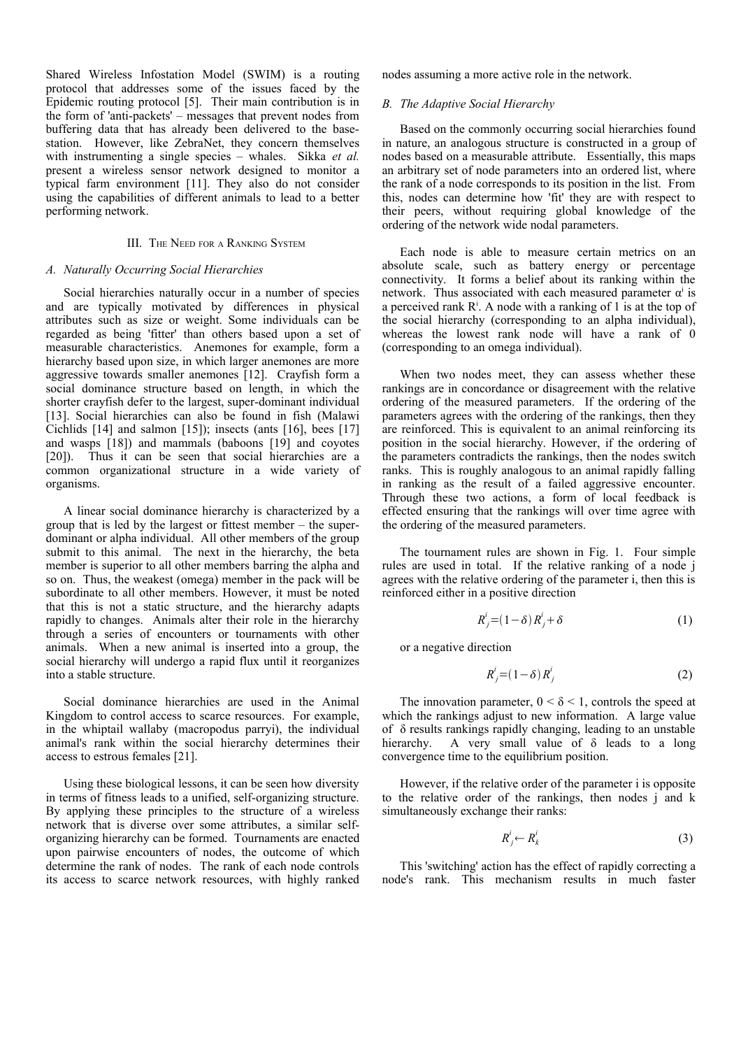Shared Wireless Infostation Model (SWIM) is a routing protocol that addresses some of the issues faced by the Epidemic routing protocol [5]. Their main contribution is in the form of 'anti-packets' – messages that prevent nodes from buffering data that has already been delivered to the base-station. However, like ZebraNet, they concern themselves with instrumenting a single species – whales. Sikka *et al.* present a wireless sensor network designed to monitor a typical farm environment [11]. They also do not consider using the capabilities of different animals to lead to a better performing network.

## III. The Need for a Ranking System

### *A. Naturally Occurring Social Hierarchies*

Social hierarchies naturally occur in a number of species and are typically motivated by differences in physical attributes such as size or weight. Some individuals can be regarded as being 'fitter' than others based upon a set of measurable characteristics. Anemones for example, form a hierarchy based upon size, in which larger anemones are more aggressive towards smaller anemones [12]. Crayfish form a social dominance structure based on length, in which the shorter crayfish defer to the largest, super-dominant individual [13]. Social hierarchies can also be found in fish (Malawi Cichlids [14] and salmon [15]); insects (ants [16], bees [17] and wasps [18]) and mammals (baboons [19] and coyotes [20]). Thus it can be seen that social hierarchies are a common organizational structure in a wide variety of organisms.

A linear social dominance hierarchy is characterized by a group that is led by the largest or fittest member – the super-dominant or alpha individual. All other members of the group submit to this animal. The next in the hierarchy, the beta member is superior to all other members barring the alpha and so on. Thus, the weakest (omega) member in the pack will be subordinate to all other members. However, it must be noted that this is not a static structure, and the hierarchy adapts rapidly to changes. Animals alter their role in the hierarchy through a series of encounters or tournaments with other animals. When a new animal is inserted into a group, the social hierarchy will undergo a rapid flux until it reorganizes into a stable structure.

Social dominance hierarchies are used in the Animal Kingdom to control access to scarce resources. For example, in the whiptail wallaby (macropodus parryi), the individual animal's rank within the social hierarchy determines their access to estrous females [21].

Using these biological lessons, it can be seen how diversity in terms of fitness leads to a unified, self-organizing structure. By applying these principles to the structure of a wireless network that is diverse over some attributes, a similar self-organizing hierarchy can be formed. Tournaments are enacted upon pairwise encounters of nodes, the outcome of which determine the rank of nodes. The rank of each node controls its access to scarce network resources, with highly ranked nodes assuming a more active role in the network.

### *B. The Adaptive Social Hierarchy*

Based on the commonly occurring social hierarchies found in nature, an analogous structure is constructed in a group of nodes based on a measurable attribute. Essentially, this maps an arbitrary set of node parameters into an ordered list, where the rank of a node corresponds to its position in the list. From this, nodes can determine how 'fit' they are with respect to their peers, without requiring global knowledge of the ordering of the network wide nodal parameters.

Each node is able to measure certain metrics on an absolute scale, such as battery energy or percentage connectivity. It forms a belief about its ranking within the network. Thus associated with each measured parameter $\alpha^i$ is a perceived rank $R^i$. A node with a ranking of 1 is at the top of the social hierarchy (corresponding to an alpha individual), whereas the lowest rank node will have a rank of 0 (corresponding to an omega individual).

When two nodes meet, they can assess whether these rankings are in concordance or disagreement with the relative ordering of the measured parameters. If the ordering of the parameters agrees with the ordering of the rankings, then they are reinforced. This is equivalent to an animal reinforcing its position in the social hierarchy. However, if the ordering of the parameters contradicts the rankings, then the nodes switch ranks. This is roughly analogous to an animal rapidly falling in ranking as the result of a failed aggressive encounter. Through these two actions, a form of local feedback is effected ensuring that the rankings will over time agree with the ordering of the measured parameters.

The tournament rules are shown in Fig. 1. Four simple rules are used in total. If the relative ranking of a node j agrees with the relative ordering of the parameter i, then this is reinforced either in a positive direction

$$R^i_j = (1-\delta) R^i_j + \delta \tag{1}$$

or a negative direction

$$R^i_j = (1-\delta) R^i_j \tag{2}$$

The innovation parameter, $0 < \delta < 1$, controls the speed at which the rankings adjust to new information. A large value of $\delta$ results rankings rapidly changing, leading to an unstable hierarchy. A very small value of $\delta$ leads to a long convergence time to the equilibrium position.

However, if the relative order of the parameter i is opposite to the relative order of the rankings, then nodes j and k simultaneously exchange their ranks:

$$R^i_j \leftarrow R^i_k \tag{3}$$

This 'switching' action has the effect of rapidly correcting a node's rank. This mechanism results in much faster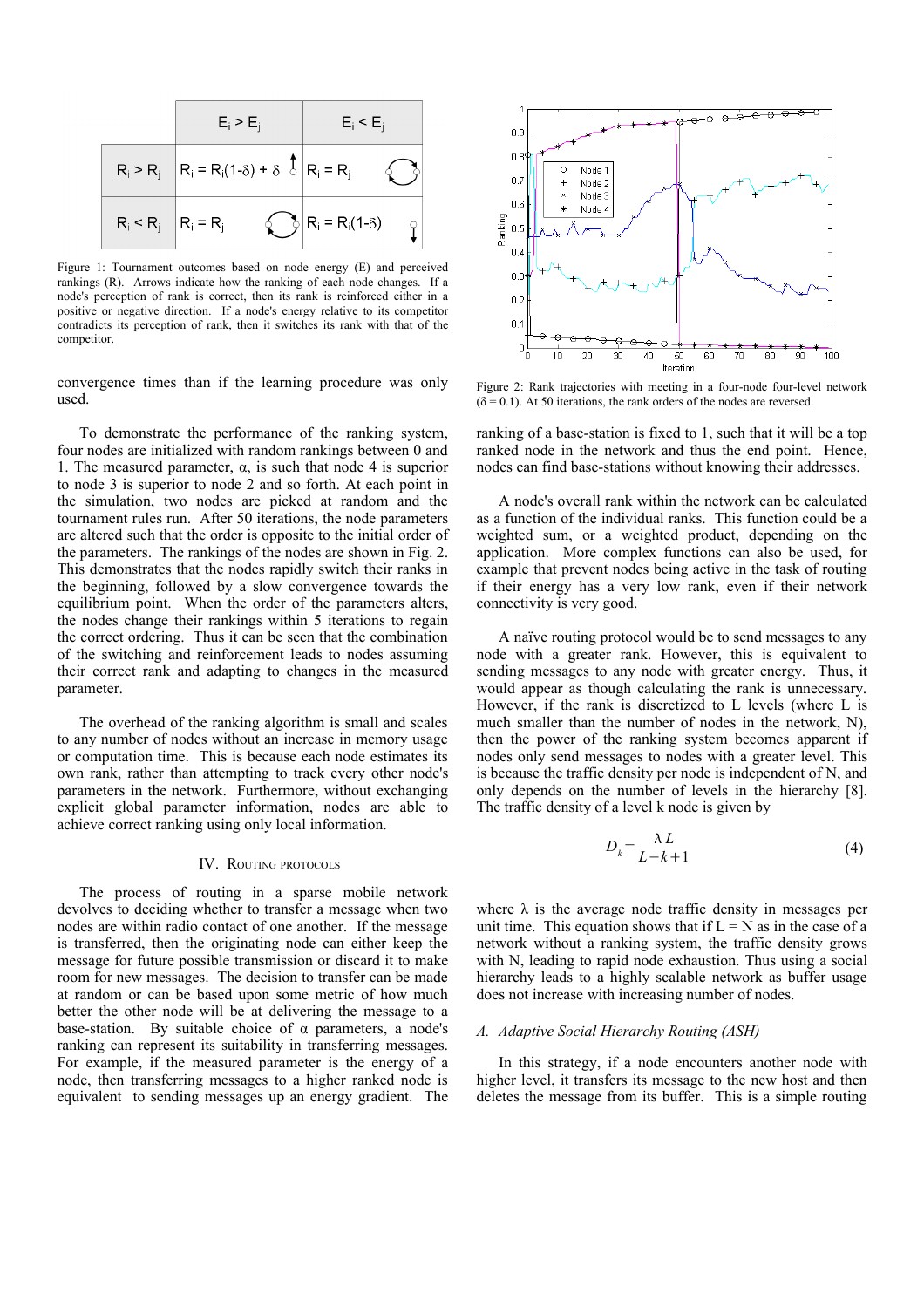|  | $E_i > E_j$ | $E_i < E_j$ |
|---|---|---|
| $R_i > R_j$ | $R_i = R_i(1-\delta) + \delta$ | $R_i = R_j$ |
| $R_i < R_j$ | $R_i = R_j$ | $R_i = R_i(1-\delta)$ |

Figure 1: Tournament outcomes based on node energy (E) and perceived rankings (R). Arrows indicate how the ranking of each node changes. If a node's perception of rank is correct, then its rank is reinforced either in a positive or negative direction. If a node's energy relative to its competitor contradicts its perception of rank, then it switches its rank with that of the competitor.

convergence times than if the learning procedure was only used.

To demonstrate the performance of the ranking system, four nodes are initialized with random rankings between 0 and 1. The measured parameter, α, is such that node 4 is superior to node 3 is superior to node 2 and so forth. At each point in the simulation, two nodes are picked at random and the tournament rules run. After 50 iterations, the node parameters are altered such that the order is opposite to the initial order of the parameters. The rankings of the nodes are shown in Fig. 2. This demonstrates that the nodes rapidly switch their ranks in the beginning, followed by a slow convergence towards the equilibrium point. When the order of the parameters alters, the nodes change their rankings within 5 iterations to regain the correct ordering. Thus it can be seen that the combination of the switching and reinforcement leads to nodes assuming their correct rank and adapting to changes in the measured parameter.

The overhead of the ranking algorithm is small and scales to any number of nodes without an increase in memory usage or computation time. This is because each node estimates its own rank, rather than attempting to track every other node's parameters in the network. Furthermore, without exchanging explicit global parameter information, nodes are able to achieve correct ranking using only local information.

## IV. Routing protocols

The process of routing in a sparse mobile network devolves to deciding whether to transfer a message when two nodes are within radio contact of one another. If the message is transferred, then the originating node can either keep the message for future possible transmission or discard it to make room for new messages. The decision to transfer can be made at random or can be based upon some metric of how much better the other node will be at delivering the message to a base-station. By suitable choice of α parameters, a node's ranking can represent its suitability in transferring messages. For example, if the measured parameter is the energy of a node, then transferring messages to a higher ranked node is equivalent to sending messages up an energy gradient. The

Figure 2: Rank trajectories with meeting in a four-node four-level network (δ = 0.1). At 50 iterations, the rank orders of the nodes are reversed.

ranking of a base-station is fixed to 1, such that it will be a top ranked node in the network and thus the end point. Hence, nodes can find base-stations without knowing their addresses.

A node's overall rank within the network can be calculated as a function of the individual ranks. This function could be a weighted sum, or a weighted product, depending on the application. More complex functions can also be used, for example that prevent nodes being active in the task of routing if their energy has a very low rank, even if their network connectivity is very good.

A naïve routing protocol would be to send messages to any node with a greater rank. However, this is equivalent to sending messages to any node with greater energy. Thus, it would appear as though calculating the rank is unnecessary. However, if the rank is discretized to L levels (where L is much smaller than the number of nodes in the network, N), then the power of the ranking system becomes apparent if nodes only send messages to nodes with a greater level. This is because the traffic density per node is independent of N, and only depends on the number of levels in the hierarchy [8]. The traffic density of a level k node is given by

$$D_k = \frac{\lambda L}{L - k + 1} \tag{4}$$

where λ is the average node traffic density in messages per unit time. This equation shows that if L = N as in the case of a network without a ranking system, the traffic density grows with N, leading to rapid node exhaustion. Thus using a social hierarchy leads to a highly scalable network as buffer usage does not increase with increasing number of nodes.

### A. Adaptive Social Hierarchy Routing (ASH)

In this strategy, if a node encounters another node with higher level, it transfers its message to the new host and then deletes the message from its buffer. This is a simple routing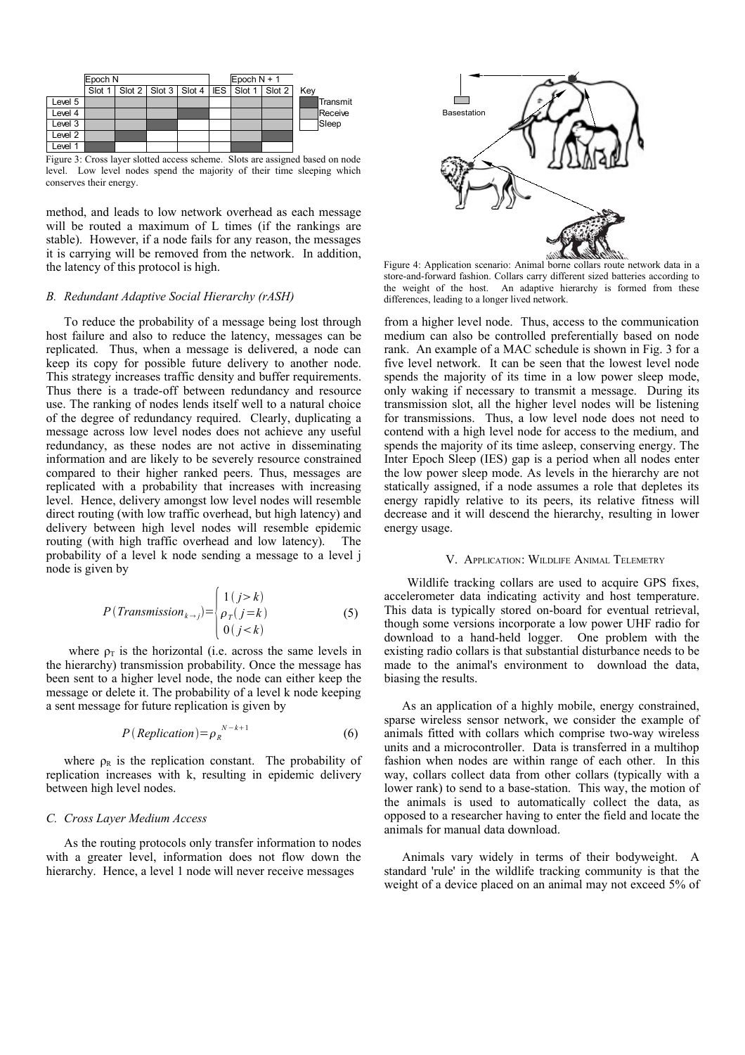|  | Epoch N |  |  |  |  | Epoch N + 1 |  |
|---|---|---|---|---|---|---|---|
|  | Slot 1 | Slot 2 | Slot 3 | Slot 4 | IES | Slot 1 | Slot 2 |
| Level 5 |  |  |  |  |  |  |  |
| Level 4 |  |  |  |  |  |  |  |
| Level 3 |  |  |  |  |  |  |  |
| Level 2 |  |  |  |  |  |  |  |
| Level 1 |  |  |  |  |  |  |  |

Key: Transmit, Receive, Sleep

Figure 3: Cross layer slotted access scheme. Slots are assigned based on node level. Low level nodes spend the majority of their time sleeping which conserves their energy.

method, and leads to low network overhead as each message will be routed a maximum of L times (if the rankings are stable). However, if a node fails for any reason, the messages it is carrying will be removed from the network. In addition, the latency of this protocol is high.

### B. Redundant Adaptive Social Hierarchy (rASH)

To reduce the probability of a message being lost through host failure and also to reduce the latency, messages can be replicated. Thus, when a message is delivered, a node can keep its copy for possible future delivery to another node. This strategy increases traffic density and buffer requirements. Thus there is a trade-off between redundancy and resource use. The ranking of nodes lends itself well to a natural choice of the degree of redundancy required. Clearly, duplicating a message across low level nodes does not achieve any useful redundancy, as these nodes are not active in disseminating information and are likely to be severely resource constrained compared to their higher ranked peers. Thus, messages are replicated with a probability that increases with increasing level. Hence, delivery amongst low level nodes will resemble direct routing (with low traffic overhead, but high latency) and delivery between high level nodes will resemble epidemic routing (with high traffic overhead and low latency). The probability of a level k node sending a message to a level j node is given by

$$P(Transmission_{k \to j}) = \begin{cases} 1 \, (j > k) \\ \rho_T \, (j = k) \\ 0 \, (j < k) \end{cases} \tag{5}$$

where $\rho_T$ is the horizontal (i.e. across the same levels in the hierarchy) transmission probability. Once the message has been sent to a higher level node, the node can either keep the message or delete it. The probability of a level k node keeping a sent message for future replication is given by

$$P(Replication) = \rho_R^{N-k+1} \tag{6}$$

where $\rho_R$ is the replication constant. The probability of replication increases with k, resulting in epidemic delivery between high level nodes.

### C. Cross Layer Medium Access

As the routing protocols only transfer information to nodes with a greater level, information does not flow down the hierarchy. Hence, a level 1 node will never receive messages from a higher level node. Thus, access to the communication medium can also be controlled preferentially based on node rank. An example of a MAC schedule is shown in Fig. 3 for a five level network. It can be seen that the lowest level node spends the majority of its time in a low power sleep mode, only waking if necessary to transmit a message. During its transmission slot, all the higher level nodes will be listening for transmissions. Thus, a low level node does not need to contend with a high level node for access to the medium, and spends the majority of its time asleep, conserving energy. The Inter Epoch Sleep (IES) gap is a period when all nodes enter the low power sleep mode. As levels in the hierarchy are not statically assigned, if a node assumes a role that depletes its energy rapidly relative to its peers, its relative fitness will decrease and it will descend the hierarchy, resulting in lower energy usage.

Figure 4: Application scenario: Animal borne collars route network data in a store-and-forward fashion. Collars carry different sized batteries according to the weight of the host. An adaptive hierarchy is formed from these differences, leading to a longer lived network.

## V. Application: Wildlife Animal Telemetry

Wildlife tracking collars are used to acquire GPS fixes, accelerometer data indicating activity and host temperature. This data is typically stored on-board for eventual retrieval, though some versions incorporate a low power UHF radio for download to a hand-held logger. One problem with the existing radio collars is that substantial disturbance needs to be made to the animal's environment to download the data, biasing the results.

As an application of a highly mobile, energy constrained, sparse wireless sensor network, we consider the example of animals fitted with collars which comprise two-way wireless units and a microcontroller. Data is transferred in a multihop fashion when nodes are within range of each other. In this way, collars collect data from other collars (typically with a lower rank) to send to a base-station. This way, the motion of the animals is used to automatically collect the data, as opposed to a researcher having to enter the field and locate the animals for manual data download.

Animals vary widely in terms of their bodyweight. A standard 'rule' in the wildlife tracking community is that the weight of a device placed on an animal may not exceed 5% of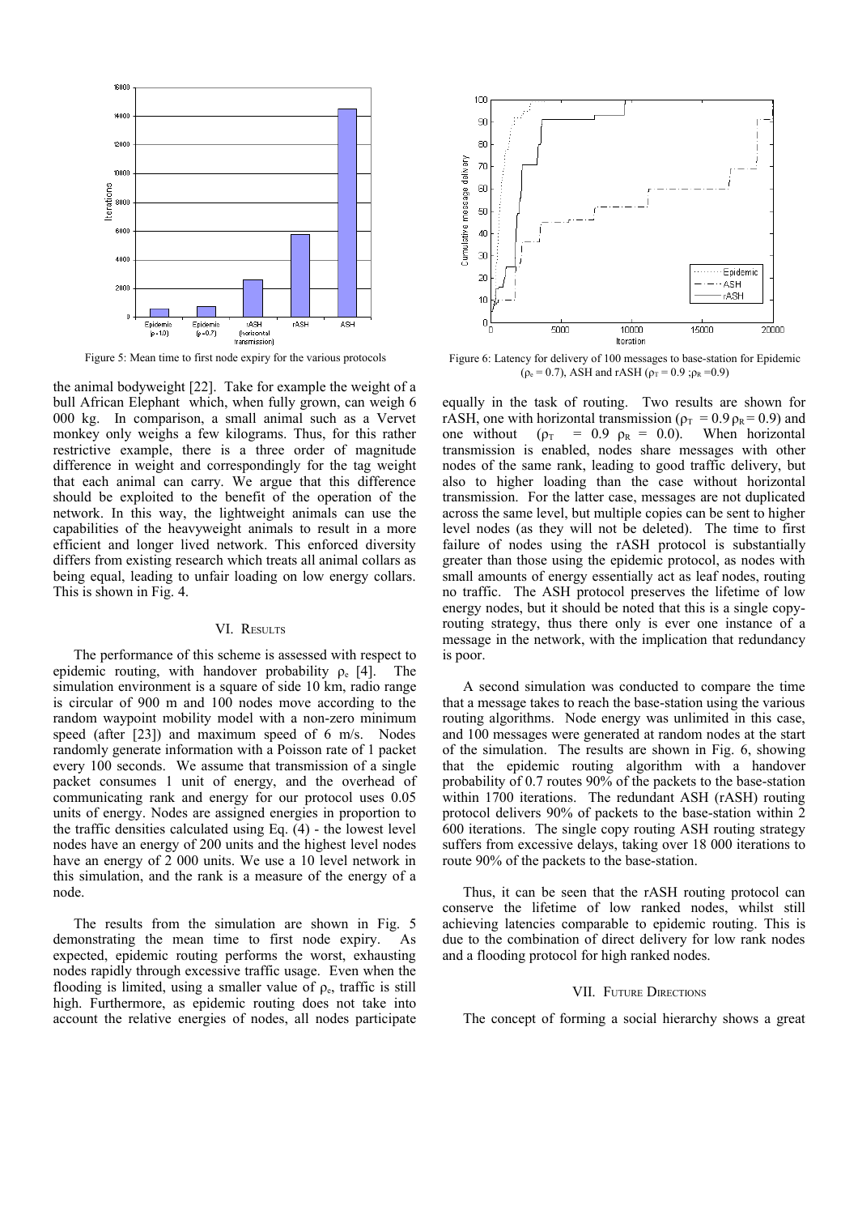Figure 5: Mean time to first node expiry for the various protocols

Figure 6: Latency for delivery of 100 messages to base-station for Epidemic ($\rho_e = 0.7$), ASH and rASH ($\rho_T = 0.9$ ; $\rho_R = 0.9$)

the animal bodyweight [22]. Take for example the weight of a bull African Elephant which, when fully grown, can weigh 6 000 kg. In comparison, a small animal such as a Vervet monkey only weighs a few kilograms. Thus, for this rather restrictive example, there is a three order of magnitude difference in weight and correspondingly for the tag weight that each animal can carry. We argue that this difference should be exploited to the benefit of the operation of the network. In this way, the lightweight animals can use the capabilities of the heavyweight animals to result in a more efficient and longer lived network. This enforced diversity differs from existing research which treats all animal collars as being equal, leading to unfair loading on low energy collars. This is shown in Fig. 4.

## VI. Results

The performance of this scheme is assessed with respect to epidemic routing, with handover probability $\rho_e$ [4]. The simulation environment is a square of side 10 km, radio range is circular of 900 m and 100 nodes move according to the random waypoint mobility model with a non-zero minimum speed (after [23]) and maximum speed of 6 m/s. Nodes randomly generate information with a Poisson rate of 1 packet every 100 seconds. We assume that transmission of a single packet consumes 1 unit of energy, and the overhead of communicating rank and energy for our protocol uses 0.05 units of energy. Nodes are assigned energies in proportion to the traffic densities calculated using Eq. (4) - the lowest level nodes have an energy of 200 units and the highest level nodes have an energy of 2 000 units. We use a 10 level network in this simulation, and the rank is a measure of the energy of a node.

The results from the simulation are shown in Fig. 5 demonstrating the mean time to first node expiry. As expected, epidemic routing performs the worst, exhausting nodes rapidly through excessive traffic usage. Even when the flooding is limited, using a smaller value of $\rho_e$, traffic is still high. Furthermore, as epidemic routing does not take into account the relative energies of nodes, all nodes participate equally in the task of routing. Two results are shown for rASH, one with horizontal transmission ($\rho_T = 0.9$ $\rho_R = 0.9$) and one without ($\rho_T = 0.9$ $\rho_R = 0.0$). When horizontal transmission is enabled, nodes share messages with other nodes of the same rank, leading to good traffic delivery, but also to higher loading than the case without horizontal transmission. For the latter case, messages are not duplicated across the same level, but multiple copies can be sent to higher level nodes (as they will not be deleted). The time to first failure of nodes using the rASH protocol is substantially greater than those using the epidemic protocol, as nodes with small amounts of energy essentially act as leaf nodes, routing no traffic. The ASH protocol preserves the lifetime of low energy nodes, but it should be noted that this is a single copy-routing strategy, thus there only is ever one instance of a message in the network, with the implication that redundancy is poor.

A second simulation was conducted to compare the time that a message takes to reach the base-station using the various routing algorithms. Node energy was unlimited in this case, and 100 messages were generated at random nodes at the start of the simulation. The results are shown in Fig. 6, showing that the epidemic routing algorithm with a handover probability of 0.7 routes 90% of the packets to the base-station within 1700 iterations. The redundant ASH (rASH) routing protocol delivers 90% of packets to the base-station within 2 600 iterations. The single copy routing ASH routing strategy suffers from excessive delays, taking over 18 000 iterations to route 90% of the packets to the base-station.

Thus, it can be seen that the rASH routing protocol can conserve the lifetime of low ranked nodes, whilst still achieving latencies comparable to epidemic routing. This is due to the combination of direct delivery for low rank nodes and a flooding protocol for high ranked nodes.

## VII. Future Directions

The concept of forming a social hierarchy shows a great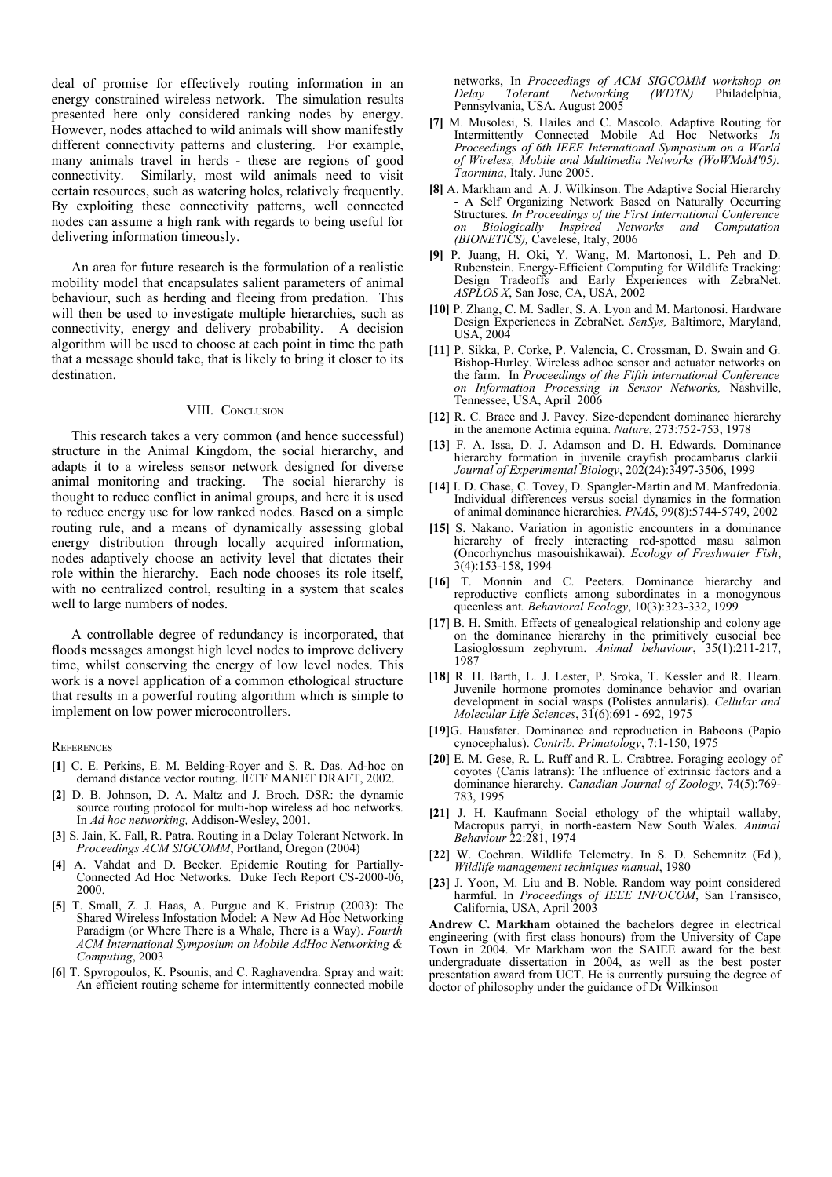deal of promise for effectively routing information in an energy constrained wireless network. The simulation results presented here only considered ranking nodes by energy. However, nodes attached to wild animals will show manifestly different connectivity patterns and clustering. For example, many animals travel in herds - these are regions of good connectivity. Similarly, most wild animals need to visit certain resources, such as watering holes, relatively frequently. By exploiting these connectivity patterns, well connected nodes can assume a high rank with regards to being useful for delivering information timeously.

An area for future research is the formulation of a realistic mobility model that encapsulates salient parameters of animal behaviour, such as herding and fleeing from predation. This will then be used to investigate multiple hierarchies, such as connectivity, energy and delivery probability. A decision algorithm will be used to choose at each point in time the path that a message should take, that is likely to bring it closer to its destination.

## VIII. Conclusion

This research takes a very common (and hence successful) structure in the Animal Kingdom, the social hierarchy, and adapts it to a wireless sensor network designed for diverse animal monitoring and tracking. The social hierarchy is thought to reduce conflict in animal groups, and here it is used to reduce energy use for low ranked nodes. Based on a simple routing rule, and a means of dynamically assessing global energy distribution through locally acquired information, nodes adaptively choose an activity level that dictates their role within the hierarchy. Each node chooses its role itself, with no centralized control, resulting in a system that scales well to large numbers of nodes.

A controllable degree of redundancy is incorporated, that floods messages amongst high level nodes to improve delivery time, whilst conserving the energy of low level nodes. This work is a novel application of a common ethological structure that results in a powerful routing algorithm which is simple to implement on low power microcontrollers.

## References

**[1]** C. E. Perkins, E. M. Belding-Royer and S. R. Das. Ad-hoc on demand distance vector routing. IETF MANET DRAFT, 2002.

**[2]** D. B. Johnson, D. A. Maltz and J. Broch. DSR: the dynamic source routing protocol for multi-hop wireless ad hoc networks. In *Ad hoc networking,* Addison-Wesley, 2001.

**[3]** S. Jain, K. Fall, R. Patra. Routing in a Delay Tolerant Network. In *Proceedings ACM SIGCOMM*, Portland, Oregon (2004)

**[4]** A. Vahdat and D. Becker. Epidemic Routing for Partially-Connected Ad Hoc Networks. Duke Tech Report CS-2000-06, 2000.

**[5]** T. Small, Z. J. Haas, A. Purgue and K. Fristrup (2003): The Shared Wireless Infostation Model: A New Ad Hoc Networking Paradigm (or Where There is a Whale, There is a Way). *Fourth ACM International Symposium on Mobile AdHoc Networking & Computing*, 2003

**[6]** T. Spyropoulos, K. Psounis, and C. Raghavendra. Spray and wait: An efficient routing scheme for intermittently connected mobile networks, In *Proceedings of ACM SIGCOMM workshop on Delay Tolerant Networking (WDTN)* Philadelphia, Pennsylvania, USA. August 2005

**[7]** M. Musolesi, S. Hailes and C. Mascolo. Adaptive Routing for Intermittently Connected Mobile Ad Hoc Networks *In Proceedings of 6th IEEE International Symposium on a World of Wireless, Mobile and Multimedia Networks (WoWMoM'05). Taormina*, Italy. June 2005.

**[8]** A. Markham and A. J. Wilkinson. The Adaptive Social Hierarchy - A Self Organizing Network Based on Naturally Occurring Structures. *In Proceedings of the First International Conference on Biologically Inspired Networks and Computation (BIONETICS),* Cavelese, Italy, 2006

**[9]** P. Juang, H. Oki, Y. Wang, M. Martonosi, L. Peh and D. Rubenstein. Energy-Efficient Computing for Wildlife Tracking: Design Tradeoffs and Early Experiences with ZebraNet. *ASPLOS X*, San Jose, CA, USA, 2002

**[10]** P. Zhang, C. M. Sadler, S. A. Lyon and M. Martonosi. Hardware Design Experiences in ZebraNet. *SenSys,* Baltimore, Maryland, USA, 2004

[**11**] P. Sikka, P. Corke, P. Valencia, C. Crossman, D. Swain and G. Bishop-Hurley. Wireless adhoc sensor and actuator networks on the farm. In *Proceedings of the Fifth international Conference on Information Processing in Sensor Networks,* Nashville, Tennessee, USA, April 2006

[**12**] R. C. Brace and J. Pavey. Size-dependent dominance hierarchy in the anemone Actinia equina. *Nature*, 273:752-753, 1978

[**13**] F. A. Issa, D. J. Adamson and D. H. Edwards. Dominance hierarchy formation in juvenile crayfish procambarus clarkii. *Journal of Experimental Biology*, 202(24):3497-3506, 1999

[**14**] I. D. Chase, C. Tovey, D. Spangler-Martin and M. Manfredonia. Individual differences versus social dynamics in the formation of animal dominance hierarchies. *PNAS*, 99(8):5744-5749, 2002

**[15]** S. Nakano. Variation in agonistic encounters in a dominance hierarchy of freely interacting red-spotted masu salmon (Oncorhynchus masouishikawai). *Ecology of Freshwater Fish*, 3(4):153-158, 1994

[**16**] T. Monnin and C. Peeters. Dominance hierarchy and reproductive conflicts among subordinates in a monogynous queenless ant*. Behavioral Ecology*, 10(3):323-332, 1999

[**17**] B. H. Smith. Effects of genealogical relationship and colony age on the dominance hierarchy in the primitively eusocial bee Lasioglossum zephyrum. *Animal behaviour*, 35(1):211-217, 1987

[**18**] R. H. Barth, L. J. Lester, P. Sroka, T. Kessler and R. Hearn. Juvenile hormone promotes dominance behavior and ovarian development in social wasps (Polistes annularis). *Cellular and Molecular Life Sciences*, 31(6):691 - 692, 1975

[**19**]G. Hausfater. Dominance and reproduction in Baboons (Papio cynocephalus). *Contrib. Primatology*, 7:1-150, 1975

[**20**] E. M. Gese, R. L. Ruff and R. L. Crabtree. Foraging ecology of coyotes (Canis latrans): The influence of extrinsic factors and a dominance hierarchy. *Canadian Journal of Zoology*, 74(5):769-783, 1995

**[21]** J. H. Kaufmann Social ethology of the whiptail wallaby, Macropus parryi, in north-eastern New South Wales. *Animal Behaviour* 22:281, 1974

[**22**] W. Cochran. Wildlife Telemetry. In S. D. Schemnitz (Ed.), *Wildlife management techniques manual*, 1980

[**23**] J. Yoon, M. Liu and B. Noble. Random way point considered harmful. In *Proceedings of IEEE INFOCOM*, San Fransisco, California, USA, April 2003

**Andrew C. Markham** obtained the bachelors degree in electrical engineering (with first class honours) from the University of Cape Town in 2004. Mr Markham won the SAIEE award for the best undergraduate dissertation in 2004, as well as the best poster presentation award from UCT. He is currently pursuing the degree of doctor of philosophy under the guidance of Dr Wilkinson